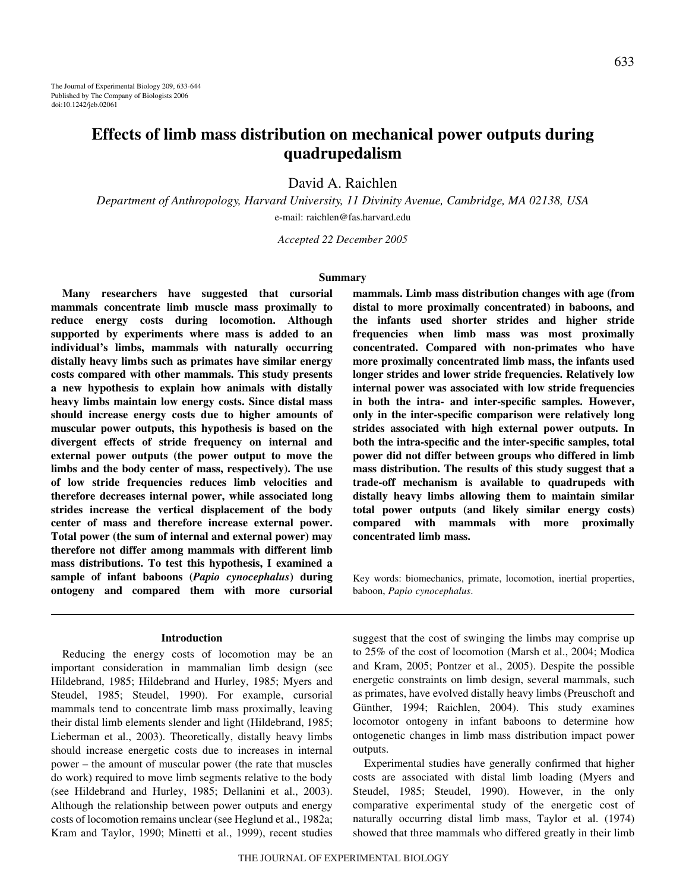# Effects of limb mass distribution on mechanical power outputs during quadrupedalism

David A. Raichlen

*Department of Anthropology, Harvard University, 11 Divinity Avenue, Cambridge, MA 02138, USA*

e-mail: raichlen@fas.harvard.edu

*Accepted 22 December 2005*

## Summary

**Many researchers have suggested that cursorial mammals concentrate limb muscle mass proximally to reduce energy costs during locomotion. Although supported by experiments where mass is added to an individual's limbs, mammals with naturally occurring distally heavy limbs such as primates have similar energy costs compared with other mammals. This study presents a new hypothesis to explain how animals with distally heavy limbs maintain low energy costs. Since distal mass should increase energy costs due to higher amounts of muscular power outputs, this hypothesis is based on the divergent effects of stride frequency on internal and external power outputs (the power output to move the limbs and the body center of mass, respectively). The use of low stride frequencies reduces limb velocities and therefore decreases internal power, while associated long strides increase the vertical displacement of the body center of mass and therefore increase external power. Total power (the sum of internal and external power) may therefore not differ among mammals with different limb mass distributions. To test this hypothesis, I examined a sample of infant baboons (*Papio cynocephalus*) during ontogeny and compared them with more cursorial mammals. Limb mass distribution changes with age (from distal to more proximally concentrated) in baboons, and the infants used shorter strides and higher stride frequencies when limb mass was most proximally concentrated. Compared with non-primates who have more proximally concentrated limb mass, the infants used longer strides and lower stride frequencies. Relatively low internal power was associated with low stride frequencies in both the intra- and inter-specific samples. However, only in the inter-specific comparison were relatively long strides associated with high external power outputs. In both the intra-specific and the inter-specific samples, total power did not differ between groups who differed in limb mass distribution. The results of this study suggest that a trade-off mechanism is available to quadrupeds with distally heavy limbs allowing them to maintain similar total power outputs (and likely similar energy costs) compared with mammals with more proximally concentrated limb mass.**

Key words: biomechanics, primate, locomotion, inertial properties, baboon, *Papio cynocephalus*.

## Introduction

Reducing the energy costs of locomotion may be an important consideration in mammalian limb design (see Hildebrand, 1985; Hildebrand and Hurley, 1985; Myers and Steudel, 1985; Steudel, 1990). For example, cursorial mammals tend to concentrate limb mass proximally, leaving their distal limb elements slender and light (Hildebrand, 1985; Lieberman et al., 2003). Theoretically, distally heavy limbs should increase energetic costs due to increases in internal power – the amount of muscular power (the rate that muscles do work) required to move limb segments relative to the body (see Hildebrand and Hurley, 1985; Dellanini et al., 2003). Although the relationship between power outputs and energy costs of locomotion remains unclear (see Heglund et al., 1982a; Kram and Taylor, 1990; Minetti et al., 1999), recent studies suggest that the cost of swinging the limbs may comprise up to 25% of the cost of locomotion (Marsh et al., 2004; Modica and Kram, 2005; Pontzer et al., 2005). Despite the possible energetic constraints on limb design, several mammals, such as primates, have evolved distally heavy limbs (Preuschoft and Günther, 1994; Raichlen, 2004). This study examines locomotor ontogeny in infant baboons to determine how ontogenetic changes in limb mass distribution impact power outputs.

Experimental studies have generally confirmed that higher costs are associated with distal limb loading (Myers and Steudel, 1985; Steudel, 1990). However, in the only comparative experimental study of the energetic cost of naturally occurring distal limb mass, Taylor et al. (1974) showed that three mammals who differed greatly in their limb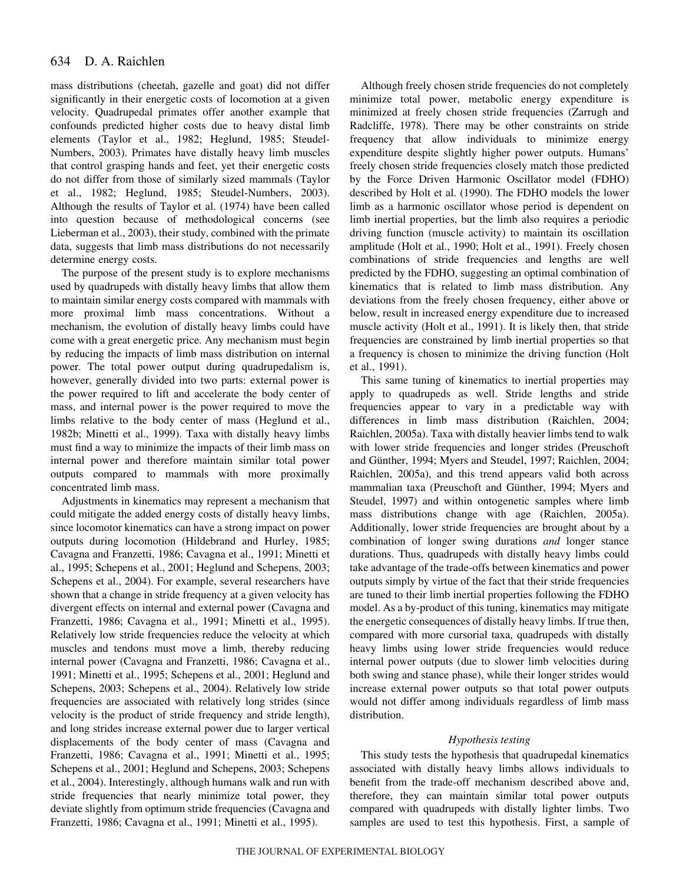mass distributions (cheetah, gazelle and goat) did not differ significantly in their energetic costs of locomotion at a given velocity. Quadrupedal primates offer another example that confounds predicted higher costs due to heavy distal limb elements (Taylor et al., 1982; Heglund, 1985; Steudel-Numbers, 2003). Primates have distally heavy limb muscles that control grasping hands and feet, yet their energetic costs do not differ from those of similarly sized mammals (Taylor et al., 1982; Heglund, 1985; Steudel-Numbers, 2003). Although the results of Taylor et al. (1974) have been called into question because of methodological concerns (see Lieberman et al., 2003), their study, combined with the primate data, suggests that limb mass distributions do not necessarily determine energy costs.

The purpose of the present study is to explore mechanisms used by quadrupeds with distally heavy limbs that allow them to maintain similar energy costs compared with mammals with more proximal limb mass concentrations. Without a mechanism, the evolution of distally heavy limbs could have come with a great energetic price. Any mechanism must begin by reducing the impacts of limb mass distribution on internal power. The total power output during quadrupedalism is, however, generally divided into two parts: external power is the power required to lift and accelerate the body center of mass, and internal power is the power required to move the limbs relative to the body center of mass (Heglund et al., 1982b; Minetti et al., 1999). Taxa with distally heavy limbs must find a way to minimize the impacts of their limb mass on internal power and therefore maintain similar total power outputs compared to mammals with more proximally concentrated limb mass.

Adjustments in kinematics may represent a mechanism that could mitigate the added energy costs of distally heavy limbs, since locomotor kinematics can have a strong impact on power outputs during locomotion (Hildebrand and Hurley, 1985; Cavagna and Franzetti, 1986; Cavagna et al., 1991; Minetti et al., 1995; Schepens et al., 2001; Heglund and Schepens, 2003; Schepens et al., 2004). For example, several researchers have shown that a change in stride frequency at a given velocity has divergent effects on internal and external power (Cavagna and Franzetti, 1986; Cavagna et al., 1991; Minetti et al., 1995). Relatively low stride frequencies reduce the velocity at which muscles and tendons must move a limb, thereby reducing internal power (Cavagna and Franzetti, 1986; Cavagna et al., 1991; Minetti et al., 1995; Schepens et al., 2001; Heglund and Schepens, 2003; Schepens et al., 2004). Relatively low stride frequencies are associated with relatively long strides (since velocity is the product of stride frequency and stride length), and long strides increase external power due to larger vertical displacements of the body center of mass (Cavagna and Franzetti, 1986; Cavagna et al., 1991; Minetti et al., 1995; Schepens et al., 2001; Heglund and Schepens, 2003; Schepens et al., 2004). Interestingly, although humans walk and run with stride frequencies that nearly minimize total power, they deviate slightly from optimum stride frequencies (Cavagna and Franzetti, 1986; Cavagna et al., 1991; Minetti et al., 1995).

Although freely chosen stride frequencies do not completely minimize total power, metabolic energy expenditure is minimized at freely chosen stride frequencies (Zarrugh and Radcliffe, 1978). There may be other constraints on stride frequency that allow individuals to minimize energy expenditure despite slightly higher power outputs. Humans' freely chosen stride frequencies closely match those predicted by the Force Driven Harmonic Oscillator model (FDHO) described by Holt et al. (1990). The FDHO models the lower limb as a harmonic oscillator whose period is dependent on limb inertial properties, but the limb also requires a periodic driving function (muscle activity) to maintain its oscillation amplitude (Holt et al., 1990; Holt et al., 1991). Freely chosen combinations of stride frequencies and lengths are well predicted by the FDHO, suggesting an optimal combination of kinematics that is related to limb mass distribution. Any deviations from the freely chosen frequency, either above or below, result in increased energy expenditure due to increased muscle activity (Holt et al., 1991). It is likely then, that stride frequencies are constrained by limb inertial properties so that a frequency is chosen to minimize the driving function (Holt et al., 1991).

This same tuning of kinematics to inertial properties may apply to quadrupeds as well. Stride lengths and stride frequencies appear to vary in a predictable way with differences in limb mass distribution (Raichlen, 2004; Raichlen, 2005a). Taxa with distally heavier limbs tend to walk with lower stride frequencies and longer strides (Preuschoft and Günther, 1994; Myers and Steudel, 1997; Raichlen, 2004; Raichlen, 2005a), and this trend appears valid both across mammalian taxa (Preuschoft and Günther, 1994; Myers and Steudel, 1997) and within ontogenetic samples where limb mass distributions change with age (Raichlen, 2005a). Additionally, lower stride frequencies are brought about by a combination of longer swing durations *and* longer stance durations. Thus, quadrupeds with distally heavy limbs could take advantage of the trade-offs between kinematics and power outputs simply by virtue of the fact that their stride frequencies are tuned to their limb inertial properties following the FDHO model. As a by-product of this tuning, kinematics may mitigate the energetic consequences of distally heavy limbs. If true then, compared with more cursorial taxa, quadrupeds with distally heavy limbs using lower stride frequencies would reduce internal power outputs (due to slower limb velocities during both swing and stance phase), while their longer strides would increase external power outputs so that total power outputs would not differ among individuals regardless of limb mass distribution.

### *Hypothesis testing*

This study tests the hypothesis that quadrupedal kinematics associated with distally heavy limbs allows individuals to benefit from the trade-off mechanism described above and, therefore, they can maintain similar total power outputs compared with quadrupeds with distally lighter limbs. Two samples are used to test this hypothesis. First, a sample of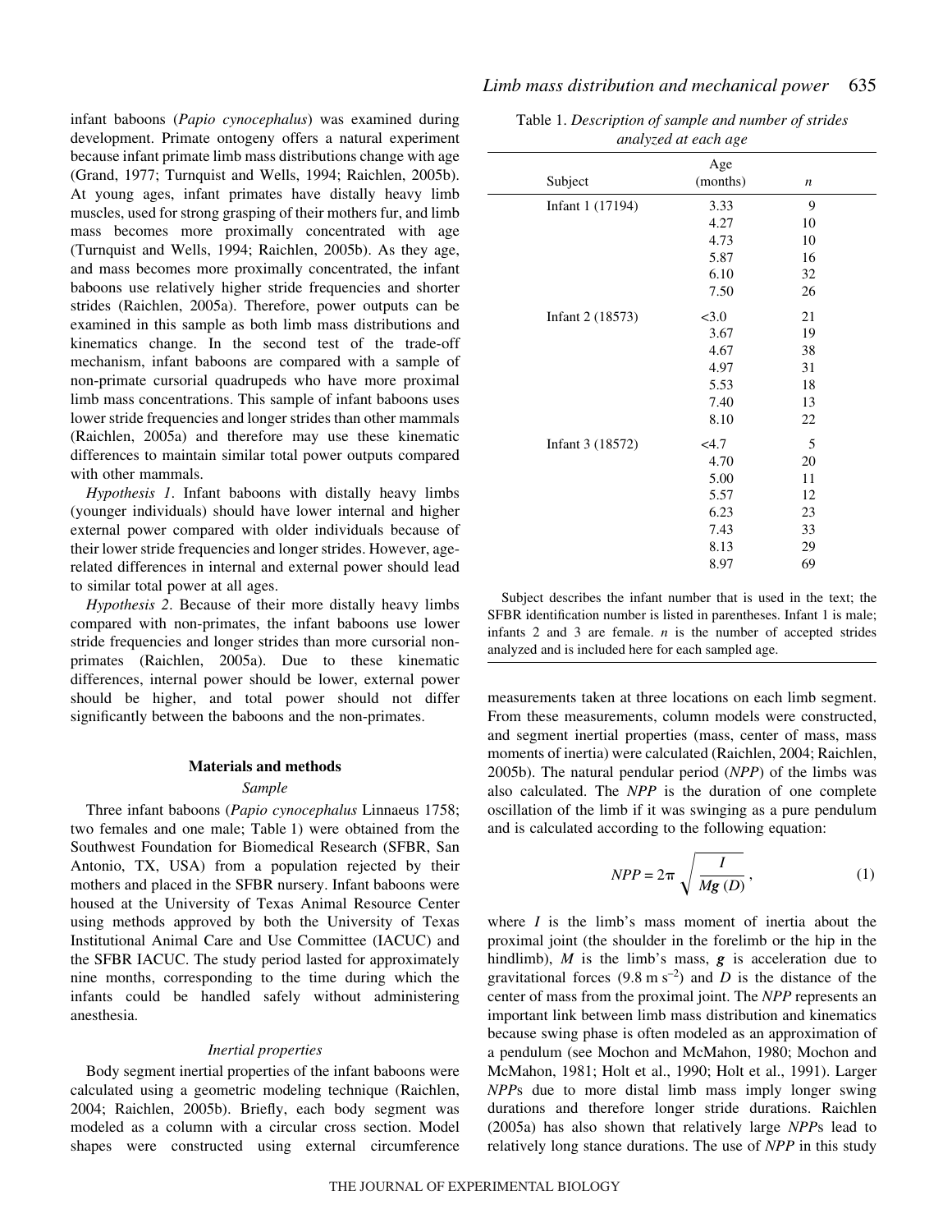infant baboons (*Papio cynocephalus*) was examined during development. Primate ontogeny offers a natural experiment because infant primate limb mass distributions change with age (Grand, 1977; Turnquist and Wells, 1994; Raichlen, 2005b). At young ages, infant primates have distally heavy limb muscles, used for strong grasping of their mothers fur, and limb mass becomes more proximally concentrated with age (Turnquist and Wells, 1994; Raichlen, 2005b). As they age, and mass becomes more proximally concentrated, the infant baboons use relatively higher stride frequencies and shorter strides (Raichlen, 2005a). Therefore, power outputs can be examined in this sample as both limb mass distributions and kinematics change. In the second test of the trade-off mechanism, infant baboons are compared with a sample of non-primate cursorial quadrupeds who have more proximal limb mass concentrations. This sample of infant baboons uses lower stride frequencies and longer strides than other mammals (Raichlen, 2005a) and therefore may use these kinematic differences to maintain similar total power outputs compared with other mammals.

*Hypothesis 1*. Infant baboons with distally heavy limbs (younger individuals) should have lower internal and higher external power compared with older individuals because of their lower stride frequencies and longer strides. However, age-related differences in internal and external power should lead to similar total power at all ages.

*Hypothesis 2*. Because of their more distally heavy limbs compared with non-primates, the infant baboons use lower stride frequencies and longer strides than more cursorial non-primates (Raichlen, 2005a). Due to these kinematic differences, internal power should be lower, external power should be higher, and total power should not differ significantly between the baboons and the non-primates.

## Materials and methods

### Sample

Three infant baboons (*Papio cynocephalus* Linnaeus 1758; two females and one male; Table 1) were obtained from the Southwest Foundation for Biomedical Research (SFBR, San Antonio, TX, USA) from a population rejected by their mothers and placed in the SFBR nursery. Infant baboons were housed at the University of Texas Animal Resource Center using methods approved by both the University of Texas Institutional Animal Care and Use Committee (IACUC) and the SFBR IACUC. The study period lasted for approximately nine months, corresponding to the time during which the infants could be handled safely without administering anesthesia.

Table 1. *Description of sample and number of strides analyzed at each age*

| Subject | Age (months) | $n$ |
|---|---|---|
| Infant 1 (17194) | 3.33 | 9 |
| | 4.27 | 10 |
| | 4.73 | 10 |
| | 5.87 | 16 |
| | 6.10 | 32 |
| | 7.50 | 26 |
| Infant 2 (18573) | <3.0 | 21 |
| | 3.67 | 19 |
| | 4.67 | 38 |
| | 4.97 | 31 |
| | 5.53 | 18 |
| | 7.40 | 13 |
| | 8.10 | 22 |
| Infant 3 (18572) | <4.7 | 5 |
| | 4.70 | 20 |
| | 5.00 | 11 |
| | 5.57 | 12 |
| | 6.23 | 23 |
| | 7.43 | 33 |
| | 8.13 | 29 |
| | 8.97 | 69 |

Subject describes the infant number that is used in the text; the SFBR identification number is listed in parentheses. Infant 1 is male; infants 2 and 3 are female. $n$ is the number of accepted strides analyzed and is included here for each sampled age.

### Inertial properties

Body segment inertial properties of the infant baboons were calculated using a geometric modeling technique (Raichlen, 2004; Raichlen, 2005b). Briefly, each body segment was modeled as a column with a circular cross section. Model shapes were constructed using external circumference measurements taken at three locations on each limb segment. From these measurements, column models were constructed, and segment inertial properties (mass, center of mass, mass moments of inertia) were calculated (Raichlen, 2004; Raichlen, 2005b). The natural pendular period (*NPP*) of the limbs was also calculated. The *NPP* is the duration of one complete oscillation of the limb if it was swinging as a pure pendulum and is calculated according to the following equation:

$$NPP = 2\pi \sqrt{\frac{I}{M\boldsymbol{g}(D)}}\,, \qquad (1)$$

where $I$ is the limb's mass moment of inertia about the proximal joint (the shoulder in the forelimb or the hip in the hindlimb), $M$ is the limb's mass, $\boldsymbol{g}$ is acceleration due to gravitational forces (9.8 m s$^{-2}$) and $D$ is the distance of the center of mass from the proximal joint. The *NPP* represents an important link between limb mass distribution and kinematics because swing phase is often modeled as an approximation of a pendulum (see Mochon and McMahon, 1980; Mochon and McMahon, 1981; Holt et al., 1990; Holt et al., 1991). Larger *NPP*s due to more distal limb mass imply longer swing durations and therefore longer stride durations. Raichlen (2005a) has also shown that relatively large *NPP*s lead to relatively long stance durations. The use of *NPP* in this study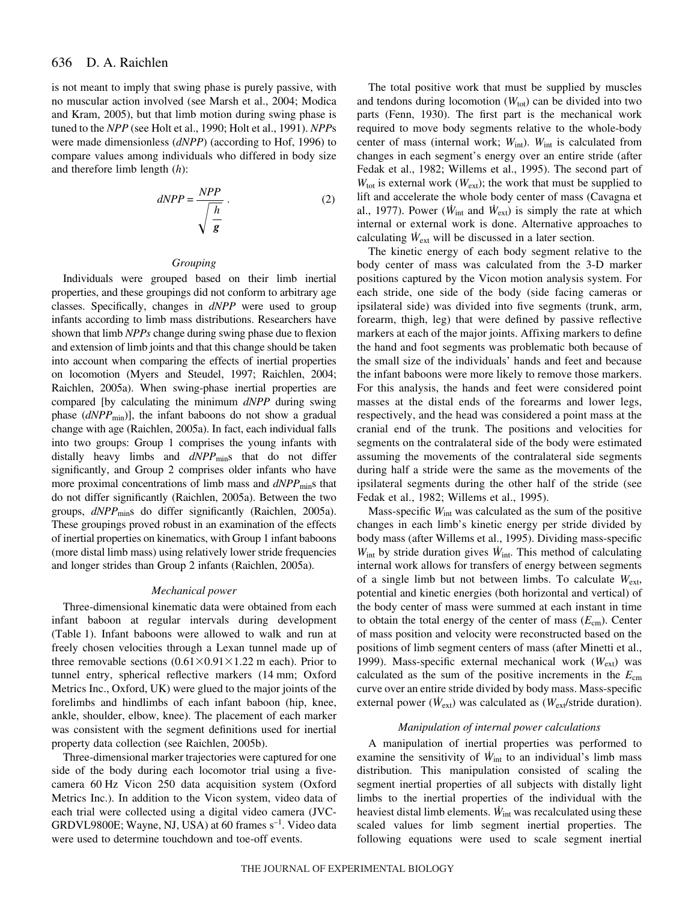is not meant to imply that swing phase is purely passive, with no muscular action involved (see Marsh et al., 2004; Modica and Kram, 2005), but that limb motion during swing phase is tuned to the *NPP* (see Holt et al., 1990; Holt et al., 1991). *NPP*s were made dimensionless (*dNPP*) (according to Hof, 1996) to compare values among individuals who differed in body size and therefore limb length ($h$):

$$dNPP = \frac{NPP}{\sqrt{\dfrac{h}{g}}} \,. \qquad (2)$$

### *Grouping*

Individuals were grouped based on their limb inertial properties, and these groupings did not conform to arbitrary age classes. Specifically, changes in *dNPP* were used to group infants according to limb mass distributions. Researchers have shown that limb *NPPs* change during swing phase due to flexion and extension of limb joints and that this change should be taken into account when comparing the effects of inertial properties on locomotion (Myers and Steudel, 1997; Raichlen, 2004; Raichlen, 2005a). When swing-phase inertial properties are compared [by calculating the minimum *dNPP* during swing phase ($dNPP_{min}$)], the infant baboons do not show a gradual change with age (Raichlen, 2005a). In fact, each individual falls into two groups: Group 1 comprises the young infants with distally heavy limbs and $dNPP_{min}$s that do not differ significantly, and Group 2 comprises older infants who have more proximal concentrations of limb mass and $dNPP_{min}$s that do not differ significantly (Raichlen, 2005a). Between the two groups, $dNPP_{min}$s do differ significantly (Raichlen, 2005a). These groupings proved robust in an examination of the effects of inertial properties on kinematics, with Group 1 infant baboons (more distal limb mass) using relatively lower stride frequencies and longer strides than Group 2 infants (Raichlen, 2005a).

### *Mechanical power*

Three-dimensional kinematic data were obtained from each infant baboon at regular intervals during development (Table 1). Infant baboons were allowed to walk and run at freely chosen velocities through a Lexan tunnel made up of three removable sections (0.61×0.91×1.22 m each). Prior to tunnel entry, spherical reflective markers (14 mm; Oxford Metrics Inc., Oxford, UK) were glued to the major joints of the forelimbs and hindlimbs of each infant baboon (hip, knee, ankle, shoulder, elbow, knee). The placement of each marker was consistent with the segment definitions used for inertial property data collection (see Raichlen, 2005b).

Three-dimensional marker trajectories were captured for one side of the body during each locomotor trial using a five-camera 60 Hz Vicon 250 data acquisition system (Oxford Metrics Inc.). In addition to the Vicon system, video data of each trial were collected using a digital video camera (JVC-GRDVL9800E; Wayne, NJ, USA) at 60 frames $s^{-1}$. Video data were used to determine touchdown and toe-off events.

The total positive work that must be supplied by muscles and tendons during locomotion ($W_{tot}$) can be divided into two parts (Fenn, 1930). The first part is the mechanical work required to move body segments relative to the whole-body center of mass (internal work; $W_{int}$). $W_{int}$ is calculated from changes in each segment's energy over an entire stride (after Fedak et al., 1982; Willems et al., 1995). The second part of $W_{tot}$ is external work ($W_{ext}$); the work that must be supplied to lift and accelerate the whole body center of mass (Cavagna et al., 1977). Power ($\dot{W}_{int}$ and $\dot{W}_{ext}$) is simply the rate at which internal or external work is done. Alternative approaches to calculating $\dot{W}_{ext}$ will be discussed in a later section.

The kinetic energy of each body segment relative to the body center of mass was calculated from the 3-D marker positions captured by the Vicon motion analysis system. For each stride, one side of the body (side facing cameras or ipsilateral side) was divided into five segments (trunk, arm, forearm, thigh, leg) that were defined by passive reflective markers at each of the major joints. Affixing markers to define the hand and foot segments was problematic both because of the small size of the individuals' hands and feet and because the infant baboons were more likely to remove those markers. For this analysis, the hands and feet were considered point masses at the distal ends of the forearms and lower legs, respectively, and the head was considered a point mass at the cranial end of the trunk. The positions and velocities for segments on the contralateral side of the body were estimated assuming the movements of the contralateral side segments during half a stride were the same as the movements of the ipsilateral segments during the other half of the stride (see Fedak et al., 1982; Willems et al., 1995).

Mass-specific $W_{int}$ was calculated as the sum of the positive changes in each limb's kinetic energy per stride divided by body mass (after Willems et al., 1995). Dividing mass-specific $W_{int}$ by stride duration gives $\dot{W}_{int}$. This method of calculating internal work allows for transfers of energy between segments of a single limb but not between limbs. To calculate $W_{ext}$, potential and kinetic energies (both horizontal and vertical) of the body center of mass were summed at each instant in time to obtain the total energy of the center of mass ($E_{cm}$). Center of mass position and velocity were reconstructed based on the positions of limb segment centers of mass (after Minetti et al., 1999). Mass-specific external mechanical work ($W_{ext}$) was calculated as the sum of the positive increments in the $E_{cm}$ curve over an entire stride divided by body mass. Mass-specific external power ($\dot{W}_{ext}$) was calculated as ($W_{ext}$/stride duration).

### *Manipulation of internal power calculations*

A manipulation of inertial properties was performed to examine the sensitivity of $\dot{W}_{int}$ to an individual's limb mass distribution. This manipulation consisted of scaling the segment inertial properties of all subjects with distally light limbs to the inertial properties of the individual with the heaviest distal limb elements. $\dot{W}_{int}$ was recalculated using these scaled values for limb segment inertial properties. The following equations were used to scale segment inertial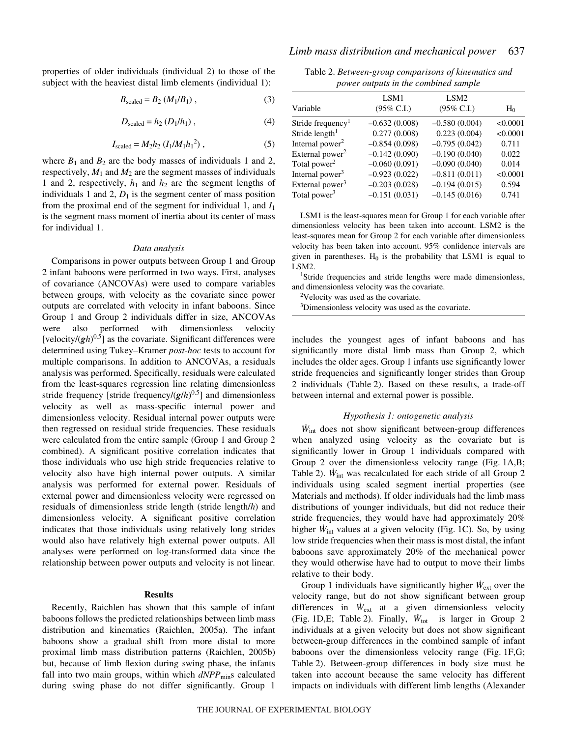properties of older individuals (individual 2) to those of the subject with the heaviest distal limb elements (individual 1):

$$B_{\text{scaled}} = B_2\,(M_1/B_1)\,, \tag{3}$$

$$D_{\text{scaled}} = h_2\,(D_1/h_1)\,, \tag{4}$$

$$I_{\text{scaled}} = M_2 h_2\,(I_1/M_1 h_1^2)\,, \tag{5}$$

where $B_1$ and $B_2$ are the body masses of individuals 1 and 2, respectively, $M_1$ and $M_2$ are the segment masses of individuals 1 and 2, respectively, $h_1$ and $h_2$ are the segment lengths of individuals 1 and 2, $D_1$ is the segment center of mass position from the proximal end of the segment for individual 1, and $I_1$ is the segment mass moment of inertia about its center of mass for individual 1.

### *Data analysis*

Comparisons in power outputs between Group 1 and Group 2 infant baboons were performed in two ways. First, analyses of covariance (ANCOVAs) were used to compare variables between groups, with velocity as the covariate since power outputs are correlated with velocity in infant baboons. Since Group 1 and Group 2 individuals differ in size, ANCOVAs were also performed with dimensionless velocity [velocity/$(\boldsymbol{g}h)^{0.5}$] as the covariate. Significant differences were determined using Tukey–Kramer *post-hoc* tests to account for multiple comparisons. In addition to ANCOVAs, a residuals analysis was performed. Specifically, residuals were calculated from the least-squares regression line relating dimensionless stride frequency [stride frequency/$(\boldsymbol{g}/h)^{0.5}$] and dimensionless velocity as well as mass-specific internal power and dimensionless velocity. Residual internal power outputs were then regressed on residual stride frequencies. These residuals were calculated from the entire sample (Group 1 and Group 2 combined). A significant positive correlation indicates that those individuals who use high stride frequencies relative to velocity also have high internal power outputs. A similar analysis was performed for external power. Residuals of external power and dimensionless velocity were regressed on residuals of dimensionless stride length (stride length/$h$) and dimensionless velocity. A significant positive correlation indicates that those individuals using relatively long strides would also have relatively high external power outputs. All analyses were performed on log-transformed data since the relationship between power outputs and velocity is not linear.

## Results

Recently, Raichlen has shown that this sample of infant baboons follows the predicted relationships between limb mass distribution and kinematics (Raichlen, 2005a). The infant baboons show a gradual shift from more distal to more proximal limb mass distribution patterns (Raichlen, 2005b) but, because of limb flexion during swing phase, the infants fall into two main groups, within which $dNPP_{\text{min}}$s calculated during swing phase do not differ significantly. Group 1 includes the youngest ages of infant baboons and has significantly more distal limb mass than Group 2, which includes the older ages. Group 1 infants use significantly lower stride frequencies and significantly longer strides than Group 2 individuals (Table 2). Based on these results, a trade-off between internal and external power is possible.

Table 2. *Between-group comparisons of kinematics and power outputs in the combined sample*

| Variable | LSM1 (95% C.I.) | LSM2 (95% C.I.) | $H_0$ |
|---|---|---|---|
| Stride frequency[1] | –0.632 (0.008) | –0.580 (0.004) | <0.0001 |
| Stride length[1] | 0.277 (0.008) | 0.223 (0.004) | <0.0001 |
| Internal power[2] | –0.854 (0.098) | –0.795 (0.042) | 0.711 |
| External power[2] | –0.142 (0.090) | –0.190 (0.040) | 0.022 |
| Total power[2] | –0.060 (0.091) | –0.090 (0.040) | 0.014 |
| Internal power[3] | –0.923 (0.022) | –0.811 (0.011) | <0.0001 |
| External power[3] | –0.203 (0.028) | –0.194 (0.015) | 0.594 |
| Total power[3] | –0.151 (0.031) | –0.145 (0.016) | 0.741 |

LSM1 is the least-squares mean for Group 1 for each variable after dimensionless velocity has been taken into account. LSM2 is the least-squares mean for Group 2 for each variable after dimensionless velocity has been taken into account. 95% confidence intervals are given in parentheses. $H_0$ is the probability that LSM1 is equal to LSM2.

[1]Stride frequencies and stride lengths were made dimensionless, and dimensionless velocity was the covariate.

[2]Velocity was used as the covariate.

[3]Dimensionless velocity was used as the covariate.

### *Hypothesis 1: ontogenetic analysis*

$\dot{W}_{\text{int}}$ does not show significant between-group differences when analyzed using velocity as the covariate but is significantly lower in Group 1 individuals compared with Group 2 over the dimensionless velocity range (Fig. 1A,B; Table 2). $\dot{W}_{\text{int}}$ was recalculated for each stride of all Group 2 individuals using scaled segment inertial properties (see Materials and methods). If older individuals had the limb mass distributions of younger individuals, but did not reduce their stride frequencies, they would have had approximately 20% higher $\dot{W}_{\text{int}}$ values at a given velocity (Fig. 1C). So, by using low stride frequencies when their mass is most distal, the infant baboons save approximately 20% of the mechanical power they would otherwise have had to output to move their limbs relative to their body.

Group 1 individuals have significantly higher $\dot{W}_{\text{ext}}$ over the velocity range, but do not show significant between group differences in $\dot{W}_{\text{ext}}$ at a given dimensionless velocity (Fig. 1D,E; Table 2). Finally, $\dot{W}_{\text{tot}}$ is larger in Group 2 individuals at a given velocity but does not show significant between-group differences in the combined sample of infant baboons over the dimensionless velocity range (Fig. 1F,G; Table 2). Between-group differences in body size must be taken into account because the same velocity has different impacts on individuals with different limb lengths (Alexander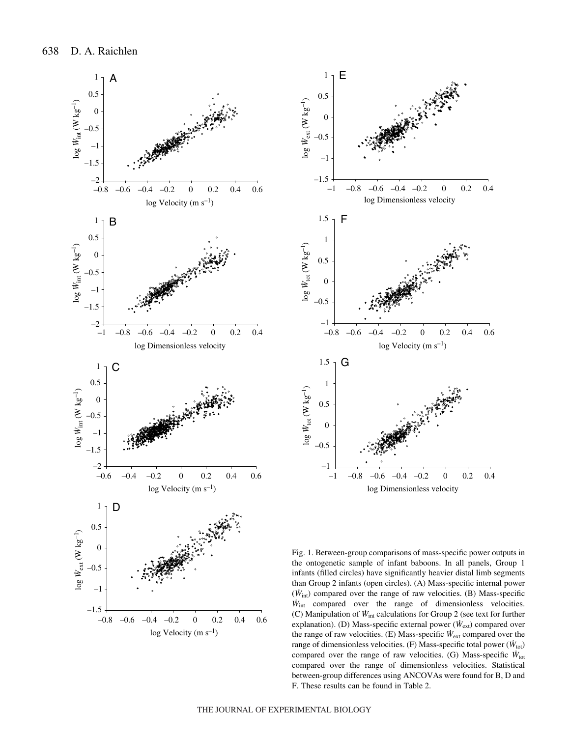Fig. 1. Between-group comparisons of mass-specific power outputs in the ontogenetic sample of infant baboons. In all panels, Group 1 infants (filled circles) have significantly heavier distal limb segments than Group 2 infants (open circles). (A) Mass-specific internal power ($\dot{W}_{int}$) compared over the range of raw velocities. (B) Mass-specific $\dot{W}_{int}$ compared over the range of dimensionless velocities. (C) Manipulation of $\dot{W}_{int}$ calculations for Group 2 (see text for further explanation). (D) Mass-specific external power ($\dot{W}_{ext}$) compared over the range of raw velocities. (E) Mass-specific $\dot{W}_{ext}$ compared over the range of dimensionless velocities. (F) Mass-specific total power ($\dot{W}_{tot}$) compared over the range of raw velocities. (G) Mass-specific $\dot{W}_{tot}$ compared over the range of dimensionless velocities. Statistical between-group differences using ANCOVAs were found for B, D and F. These results can be found in Table 2.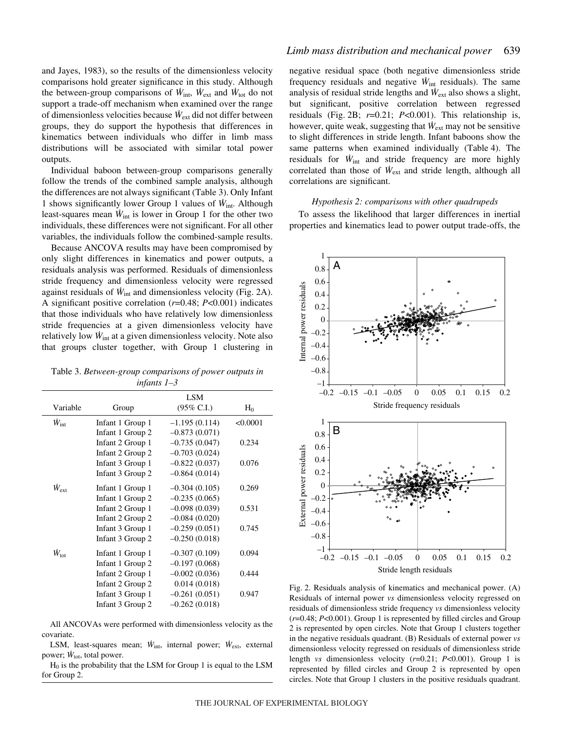and Jayes, 1983), so the results of the dimensionless velocity comparisons hold greater significance in this study. Although the between-group comparisons of $\dot{W}_{int}$, $\dot{W}_{ext}$ and $\dot{W}_{tot}$ do not support a trade-off mechanism when examined over the range of dimensionless velocities because $\dot{W}_{ext}$ did not differ between groups, they do support the hypothesis that differences in kinematics between individuals who differ in limb mass distributions will be associated with similar total power outputs.

Individual baboon between-group comparisons generally follow the trends of the combined sample analysis, although the differences are not always significant (Table 3). Only Infant 1 shows significantly lower Group 1 values of $\dot{W}_{int}$. Although least-squares mean $\dot{W}_{int}$ is lower in Group 1 for the other two individuals, these differences were not significant. For all other variables, the individuals follow the combined-sample results.

Because ANCOVA results may have been compromised by only slight differences in kinematics and power outputs, a residuals analysis was performed. Residuals of dimensionless stride frequency and dimensionless velocity were regressed against residuals of $\dot{W}_{int}$ and dimensionless velocity (Fig. 2A). A significant positive correlation ($r$=0.48; $P$<0.001) indicates that those individuals who have relatively low dimensionless stride frequencies at a given dimensionless velocity have relatively low $\dot{W}_{int}$ at a given dimensionless velocity. Note also that groups cluster together, with Group 1 clustering in negative residual space (both negative dimensionless stride frequency residuals and negative $\dot{W}_{int}$ residuals). The same analysis of residual stride lengths and $\dot{W}_{ext}$ also shows a slight, but significant, positive correlation between regressed residuals (Fig. 2B; $r$=0.21; $P$<0.001). This relationship is, however, quite weak, suggesting that $\dot{W}_{ext}$ may not be sensitive to slight differences in stride length. Infant baboons show the same patterns when examined individually (Table 4). The residuals for $\dot{W}_{int}$ and stride frequency are more highly correlated than those of $\dot{W}_{ext}$ and stride length, although all correlations are significant.

Table 3. *Between-group comparisons of power outputs in infants 1–3*

| Variable | Group | LSM (95% C.I.) | $H_0$ |
|---|---|---|---|
| $\dot{W}_{int}$ | Infant 1 Group 1 | –1.195 (0.114) | <0.0001 |
| | Infant 1 Group 2 | –0.873 (0.071) | |
| | Infant 2 Group 1 | –0.735 (0.047) | 0.234 |
| | Infant 2 Group 2 | –0.703 (0.024) | |
| | Infant 3 Group 1 | –0.822 (0.037) | 0.076 |
| | Infant 3 Group 2 | –0.864 (0.014) | |
| $\dot{W}_{ext}$ | Infant 1 Group 1 | –0.304 (0.105) | 0.269 |
| | Infant 1 Group 2 | –0.235 (0.065) | |
| | Infant 2 Group 1 | –0.098 (0.039) | 0.531 |
| | Infant 2 Group 2 | –0.084 (0.020) | |
| | Infant 3 Group 1 | –0.259 (0.051) | 0.745 |
| | Infant 3 Group 2 | –0.250 (0.018) | |
| $\dot{W}_{tot}$ | Infant 1 Group 1 | –0.307 (0.109) | 0.094 |
| | Infant 1 Group 2 | –0.197 (0.068) | |
| | Infant 2 Group 1 | –0.002 (0.036) | 0.444 |
| | Infant 2 Group 2 | 0.014 (0.018) | |
| | Infant 3 Group 1 | –0.261 (0.051) | 0.947 |
| | Infant 3 Group 2 | –0.262 (0.018) | |

All ANCOVAs were performed with dimensionless velocity as the covariate.

LSM, least-squares mean; $\dot{W}_{int}$, internal power; $\dot{W}_{ext}$, external power; $\dot{W}_{tot}$, total power.

$H_0$ is the probability that the LSM for Group 1 is equal to the LSM for Group 2.

Fig. 2. Residuals analysis of kinematics and mechanical power. (A) Residuals of internal power *vs* dimensionless velocity regressed on residuals of dimensionless stride frequency *vs* dimensionless velocity ($r$=0.48; $P$<0.001). Group 1 is represented by filled circles and Group 2 is represented by open circles. Note that Group 1 clusters together in the negative residuals quadrant. (B) Residuals of external power *vs* dimensionless velocity regressed on residuals of dimensionless stride length *vs* dimensionless velocity ($r$=0.21; $P$<0.001). Group 1 is represented by filled circles and Group 2 is represented by open circles. Note that Group 1 clusters in the positive residuals quadrant.

### *Hypothesis 2: comparisons with other quadrupeds*

To assess the likelihood that larger differences in inertial properties and kinematics lead to power output trade-offs, the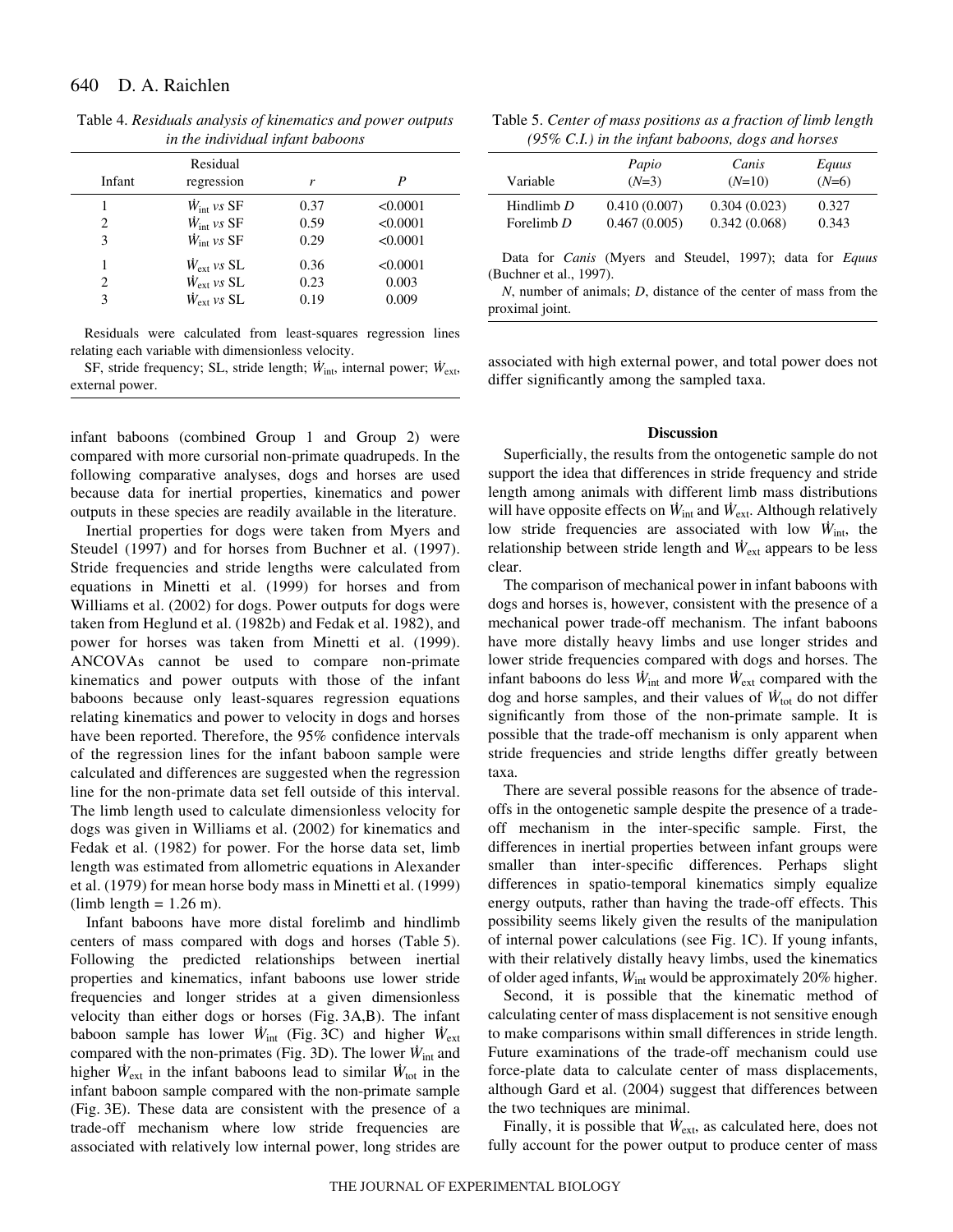Table 4. *Residuals analysis of kinematics and power outputs in the individual infant baboons*

| Infant | Residual regression | *r* | *P* |
|---|---|---|---|
| 1 | $\dot{W}_{int}$ *vs* SF | 0.37 | <0.0001 |
| 2 | $\dot{W}_{int}$ *vs* SF | 0.59 | <0.0001 |
| 3 | $\dot{W}_{int}$ *vs* SF | 0.29 | <0.0001 |
| 1 | $\dot{W}_{ext}$ *vs* SL | 0.36 | <0.0001 |
| 2 | $\dot{W}_{ext}$ *vs* SL | 0.23 | 0.003 |
| 3 | $\dot{W}_{ext}$ *vs* SL | 0.19 | 0.009 |

Residuals were calculated from least-squares regression lines relating each variable with dimensionless velocity.

SF, stride frequency; SL, stride length; $\dot{W}_{int}$, internal power; $\dot{W}_{ext}$, external power.

infant baboons (combined Group 1 and Group 2) were compared with more cursorial non-primate quadrupeds. In the following comparative analyses, dogs and horses are used because data for inertial properties, kinematics and power outputs in these species are readily available in the literature.

Inertial properties for dogs were taken from Myers and Steudel (1997) and for horses from Buchner et al. (1997). Stride frequencies and stride lengths were calculated from equations in Minetti et al. (1999) for horses and from Williams et al. (2002) for dogs. Power outputs for dogs were taken from Heglund et al. (1982b) and Fedak et al. 1982), and power for horses was taken from Minetti et al. (1999). ANCOVAs cannot be used to compare non-primate kinematics and power outputs with those of the infant baboons because only least-squares regression equations relating kinematics and power to velocity in dogs and horses have been reported. Therefore, the 95% confidence intervals of the regression lines for the infant baboon sample were calculated and differences are suggested when the regression line for the non-primate data set fell outside of this interval. The limb length used to calculate dimensionless velocity for dogs was given in Williams et al. (2002) for kinematics and Fedak et al. (1982) for power. For the horse data set, limb length was estimated from allometric equations in Alexander et al. (1979) for mean horse body mass in Minetti et al. (1999) (limb length = 1.26 m).

Infant baboons have more distal forelimb and hindlimb centers of mass compared with dogs and horses (Table 5). Following the predicted relationships between inertial properties and kinematics, infant baboons use lower stride frequencies and longer strides at a given dimensionless velocity than either dogs or horses (Fig. 3A,B). The infant baboon sample has lower $\dot{W}_{int}$ (Fig. 3C) and higher $\dot{W}_{ext}$ compared with the non-primates (Fig. 3D). The lower $\dot{W}_{int}$ and higher $\dot{W}_{ext}$ in the infant baboons lead to similar $\dot{W}_{tot}$ in the infant baboon sample compared with the non-primate sample (Fig. 3E). These data are consistent with the presence of a trade-off mechanism where low stride frequencies are associated with relatively low internal power, long strides are associated with high external power, and total power does not differ significantly among the sampled taxa.

Table 5. *Center of mass positions as a fraction of limb length (95% C.I.) in the infant baboons, dogs and horses*

| Variable | *Papio* (*N*=3) | *Canis* (*N*=10) | *Equus* (*N*=6) |
|---|---|---|---|
| Hindlimb *D* | 0.410 (0.007) | 0.304 (0.023) | 0.327 |
| Forelimb *D* | 0.467 (0.005) | 0.342 (0.068) | 0.343 |

Data for *Canis* (Myers and Steudel, 1997); data for *Equus* (Buchner et al., 1997).

*N*, number of animals; *D*, distance of the center of mass from the proximal joint.

## Discussion

Superficially, the results from the ontogenetic sample do not support the idea that differences in stride frequency and stride length among animals with different limb mass distributions will have opposite effects on $\dot{W}_{int}$ and $\dot{W}_{ext}$. Although relatively low stride frequencies are associated with low $\dot{W}_{int}$, the relationship between stride length and $\dot{W}_{ext}$ appears to be less clear.

The comparison of mechanical power in infant baboons with dogs and horses is, however, consistent with the presence of a mechanical power trade-off mechanism. The infant baboons have more distally heavy limbs and use longer strides and lower stride frequencies compared with dogs and horses. The infant baboons do less $\dot{W}_{int}$ and more $\dot{W}_{ext}$ compared with the dog and horse samples, and their values of $\dot{W}_{tot}$ do not differ significantly from those of the non-primate sample. It is possible that the trade-off mechanism is only apparent when stride frequencies and stride lengths differ greatly between taxa.

There are several possible reasons for the absence of trade-offs in the ontogenetic sample despite the presence of a trade-off mechanism in the inter-specific sample. First, the differences in inertial properties between infant groups were smaller than inter-specific differences. Perhaps slight differences in spatio-temporal kinematics simply equalize energy outputs, rather than having the trade-off effects. This possibility seems likely given the results of the manipulation of internal power calculations (see Fig. 1C). If young infants, with their relatively distally heavy limbs, used the kinematics of older aged infants, $\dot{W}_{int}$ would be approximately 20% higher.

Second, it is possible that the kinematic method of calculating center of mass displacement is not sensitive enough to make comparisons within small differences in stride length. Future examinations of the trade-off mechanism could use force-plate data to calculate center of mass displacements, although Gard et al. (2004) suggest that differences between the two techniques are minimal.

Finally, it is possible that $\dot{W}_{ext}$, as calculated here, does not fully account for the power output to produce center of mass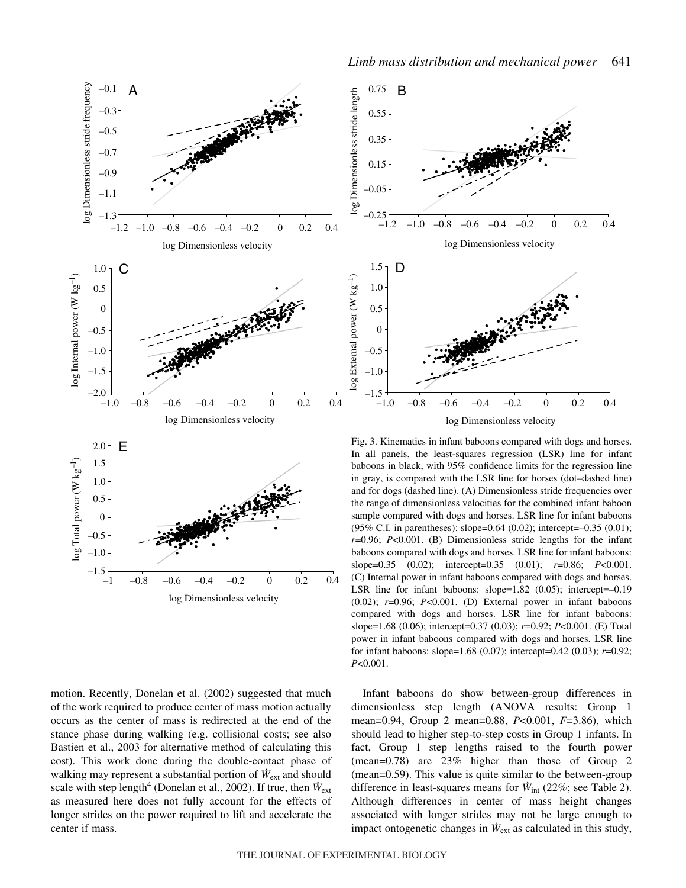Fig. 3. Kinematics in infant baboons compared with dogs and horses. In all panels, the least-squares regression (LSR) line for infant baboons in black, with 95% confidence limits for the regression line in gray, is compared with the LSR line for horses (dot–dashed line) and for dogs (dashed line). (A) Dimensionless stride frequencies over the range of dimensionless velocities for the combined infant baboon sample compared with dogs and horses. LSR line for infant baboons (95% C.I. in parentheses): slope=0.64 (0.02); intercept=–0.35 (0.01); $r$=0.96; $P$<0.001. (B) Dimensionless stride lengths for the infant baboons compared with dogs and horses. LSR line for infant baboons: slope=0.35 (0.02); intercept=0.35 (0.01); $r$=0.86; $P$<0.001. (C) Internal power in infant baboons compared with dogs and horses. LSR line for infant baboons: slope=1.82 (0.05); intercept=–0.19 (0.02); $r$=0.96; $P$<0.001. (D) External power in infant baboons compared with dogs and horses. LSR line for infant baboons: slope=1.68 (0.06); intercept=0.37 (0.03); $r$=0.92; $P$<0.001. (E) Total power in infant baboons compared with dogs and horses. LSR line for infant baboons: slope=1.68 (0.07); intercept=0.42 (0.03); $r$=0.92; $P$<0.001.

motion. Recently, Donelan et al. (2002) suggested that much of the work required to produce center of mass motion actually occurs as the center of mass is redirected at the end of the stance phase during walking (e.g. collisional costs; see also Bastien et al., 2003 for alternative method of calculating this cost). This work done during the double-contact phase of walking may represent a substantial portion of $\dot{W}_{ext}$ and should scale with step length[4] (Donelan et al., 2002). If true, then $\dot{W}_{ext}$ as measured here does not fully account for the effects of longer strides on the power required to lift and accelerate the center if mass.

Infant baboons do show between-group differences in dimensionless step length (ANOVA results: Group 1 mean=0.94, Group 2 mean=0.88, $P$<0.001, $F$=3.86), which should lead to higher step-to-step costs in Group 1 infants. In fact, Group 1 step lengths raised to the fourth power (mean=0.78) are 23% higher than those of Group 2 (mean=0.59). This value is quite similar to the between-group difference in least-squares means for $\dot{W}_{int}$ (22%; see Table 2). Although differences in center of mass height changes associated with longer strides may not be large enough to impact ontogenetic changes in $\dot{W}_{ext}$ as calculated in this study,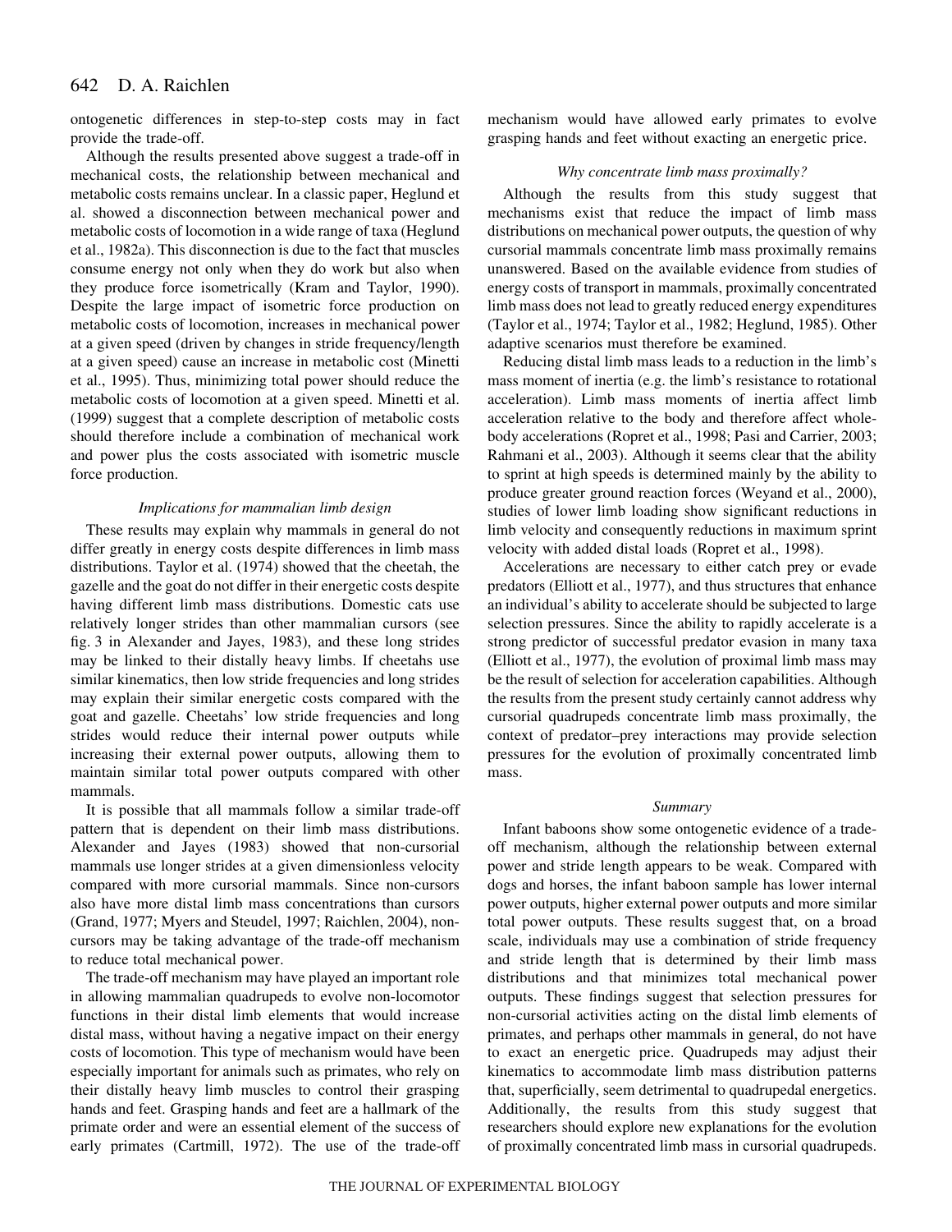ontogenetic differences in step-to-step costs may in fact provide the trade-off.

Although the results presented above suggest a trade-off in mechanical costs, the relationship between mechanical and metabolic costs remains unclear. In a classic paper, Heglund et al. showed a disconnection between mechanical power and metabolic costs of locomotion in a wide range of taxa (Heglund et al., 1982a). This disconnection is due to the fact that muscles consume energy not only when they do work but also when they produce force isometrically (Kram and Taylor, 1990). Despite the large impact of isometric force production on metabolic costs of locomotion, increases in mechanical power at a given speed (driven by changes in stride frequency/length at a given speed) cause an increase in metabolic cost (Minetti et al., 1995). Thus, minimizing total power should reduce the metabolic costs of locomotion at a given speed. Minetti et al. (1999) suggest that a complete description of metabolic costs should therefore include a combination of mechanical work and power plus the costs associated with isometric muscle force production.

### *Implications for mammalian limb design*

These results may explain why mammals in general do not differ greatly in energy costs despite differences in limb mass distributions. Taylor et al. (1974) showed that the cheetah, the gazelle and the goat do not differ in their energetic costs despite having different limb mass distributions. Domestic cats use relatively longer strides than other mammalian cursors (see fig. 3 in Alexander and Jayes, 1983), and these long strides may be linked to their distally heavy limbs. If cheetahs use similar kinematics, then low stride frequencies and long strides may explain their similar energetic costs compared with the goat and gazelle. Cheetahs' low stride frequencies and long strides would reduce their internal power outputs while increasing their external power outputs, allowing them to maintain similar total power outputs compared with other mammals.

It is possible that all mammals follow a similar trade-off pattern that is dependent on their limb mass distributions. Alexander and Jayes (1983) showed that non-cursorial mammals use longer strides at a given dimensionless velocity compared with more cursorial mammals. Since non-cursors also have more distal limb mass concentrations than cursors (Grand, 1977; Myers and Steudel, 1997; Raichlen, 2004), non-cursors may be taking advantage of the trade-off mechanism to reduce total mechanical power.

The trade-off mechanism may have played an important role in allowing mammalian quadrupeds to evolve non-locomotor functions in their distal limb elements that would increase distal mass, without having a negative impact on their energy costs of locomotion. This type of mechanism would have been especially important for animals such as primates, who rely on their distally heavy limb muscles to control their grasping hands and feet. Grasping hands and feet are a hallmark of the primate order and were an essential element of the success of early primates (Cartmill, 1972). The use of the trade-off mechanism would have allowed early primates to evolve grasping hands and feet without exacting an energetic price.

### *Why concentrate limb mass proximally?*

Although the results from this study suggest that mechanisms exist that reduce the impact of limb mass distributions on mechanical power outputs, the question of why cursorial mammals concentrate limb mass proximally remains unanswered. Based on the available evidence from studies of energy costs of transport in mammals, proximally concentrated limb mass does not lead to greatly reduced energy expenditures (Taylor et al., 1974; Taylor et al., 1982; Heglund, 1985). Other adaptive scenarios must therefore be examined.

Reducing distal limb mass leads to a reduction in the limb's mass moment of inertia (e.g. the limb's resistance to rotational acceleration). Limb mass moments of inertia affect limb acceleration relative to the body and therefore affect whole-body accelerations (Ropret et al., 1998; Pasi and Carrier, 2003; Rahmani et al., 2003). Although it seems clear that the ability to sprint at high speeds is determined mainly by the ability to produce greater ground reaction forces (Weyand et al., 2000), studies of lower limb loading show significant reductions in limb velocity and consequently reductions in maximum sprint velocity with added distal loads (Ropret et al., 1998).

Accelerations are necessary to either catch prey or evade predators (Elliott et al., 1977), and thus structures that enhance an individual's ability to accelerate should be subjected to large selection pressures. Since the ability to rapidly accelerate is a strong predictor of successful predator evasion in many taxa (Elliott et al., 1977), the evolution of proximal limb mass may be the result of selection for acceleration capabilities. Although the results from the present study certainly cannot address why cursorial quadrupeds concentrate limb mass proximally, the context of predator–prey interactions may provide selection pressures for the evolution of proximally concentrated limb mass.

### *Summary*

Infant baboons show some ontogenetic evidence of a trade-off mechanism, although the relationship between external power and stride length appears to be weak. Compared with dogs and horses, the infant baboon sample has lower internal power outputs, higher external power outputs and more similar total power outputs. These results suggest that, on a broad scale, individuals may use a combination of stride frequency and stride length that is determined by their limb mass distributions and that minimizes total mechanical power outputs. These findings suggest that selection pressures for non-cursorial activities acting on the distal limb elements of primates, and perhaps other mammals in general, do not have to exact an energetic price. Quadrupeds may adjust their kinematics to accommodate limb mass distribution patterns that, superficially, seem detrimental to quadrupedal energetics. Additionally, the results from this study suggest that researchers should explore new explanations for the evolution of proximally concentrated limb mass in cursorial quadrupeds.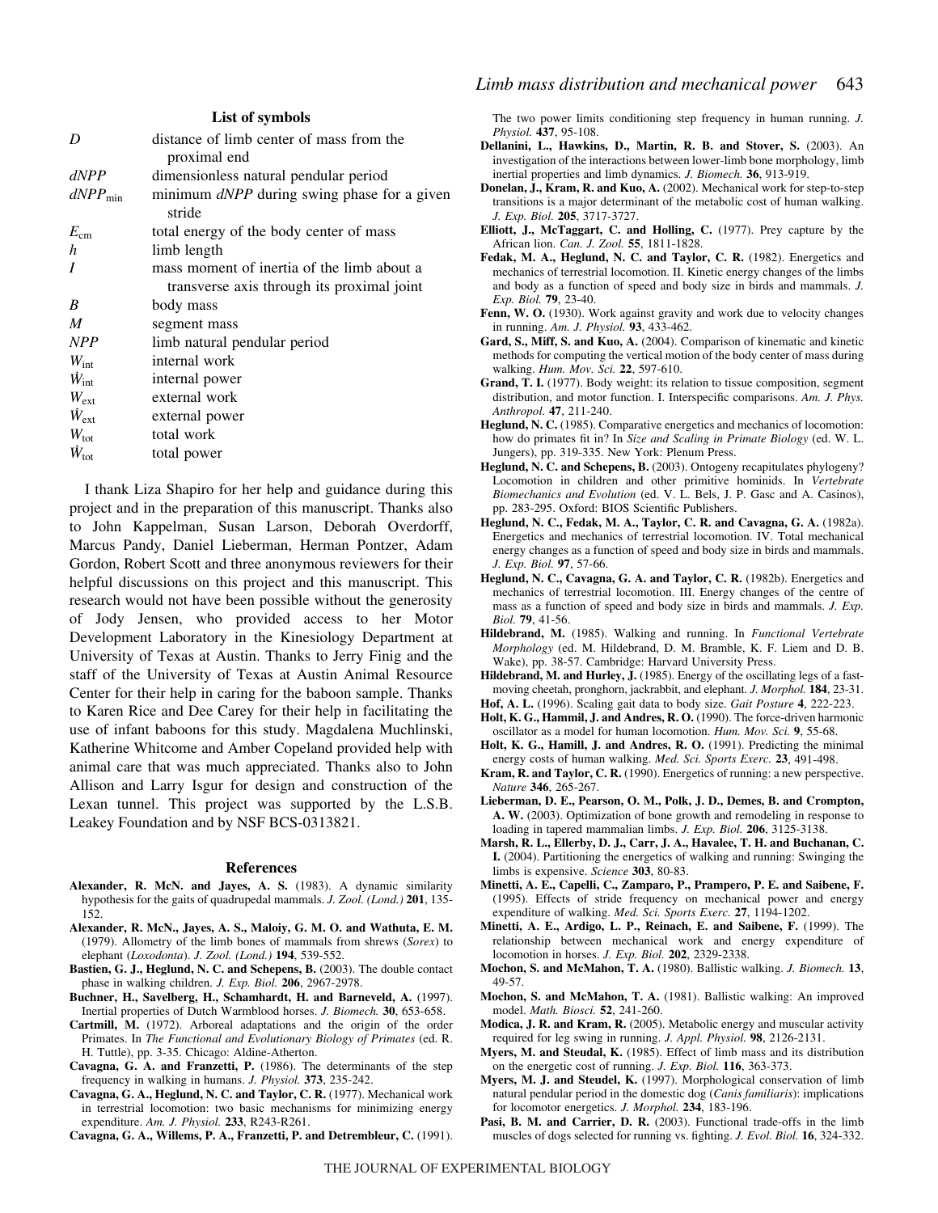## List of symbols

| | |
|---|---|
| $D$ | distance of limb center of mass from the proximal end |
| $dNPP$ | dimensionless natural pendular period |
| $dNPP_{min}$ | minimum $dNPP$ during swing phase for a given stride |
| $E_{cm}$ | total energy of the body center of mass |
| $h$ | limb length |
| $I$ | mass moment of inertia of the limb about a transverse axis through its proximal joint |
| $B$ | body mass |
| $M$ | segment mass |
| $NPP$ | limb natural pendular period |
| $W_{int}$ | internal work |
| $\dot{W}_{int}$ | internal power |
| $W_{ext}$ | external work |
| $\dot{W}_{ext}$ | external power |
| $W_{tot}$ | total work |
| $\dot{W}_{tot}$ | total power |

I thank Liza Shapiro for her help and guidance during this project and in the preparation of this manuscript. Thanks also to John Kappelman, Susan Larson, Deborah Overdorff, Marcus Pandy, Daniel Lieberman, Herman Pontzer, Adam Gordon, Robert Scott and three anonymous reviewers for their helpful discussions on this project and this manuscript. This research would not have been possible without the generosity of Jody Jensen, who provided access to her Motor Development Laboratory in the Kinesiology Department at University of Texas at Austin. Thanks to Jerry Finig and the staff of the University of Texas at Austin Animal Resource Center for their help in caring for the baboon sample. Thanks to Karen Rice and Dee Carey for their help in facilitating the use of infant baboons for this study. Magdalena Muchlinski, Katherine Whitcome and Amber Copeland provided help with animal care that was much appreciated. Thanks also to John Allison and Larry Isgur for design and construction of the Lexan tunnel. This project was supported by the L.S.B. Leakey Foundation and by NSF BCS-0313821.

## References

**Alexander, R. McN. and Jayes, A. S.** (1983). A dynamic similarity hypothesis for the gaits of quadrupedal mammals. *J. Zool. (Lond.)* **201**, 135-152.

**Alexander, R. McN., Jayes, A. S., Maloiy, G. M. O. and Wathuta, E. M.** (1979). Allometry of the limb bones of mammals from shrews (*Sorex*) to elephant (*Loxodonta*). *J. Zool. (Lond.)* **194**, 539-552.

**Bastien, G. J., Heglund, N. C. and Schepens, B.** (2003). The double contact phase in walking children. *J. Exp. Biol.* **206**, 2967-2978.

**Buchner, H., Savelberg, H., Schamhardt, H. and Barneveld, A.** (1997). Inertial properties of Dutch Warmblood horses. *J. Biomech.* **30**, 653-658.

**Cartmill, M.** (1972). Arboreal adaptations and the origin of the order Primates. In *The Functional and Evolutionary Biology of Primates* (ed. R. H. Tuttle), pp. 3-35. Chicago: Aldine-Atherton.

**Cavagna, G. A. and Franzetti, P.** (1986). The determinants of the step frequency in walking in humans. *J. Physiol.* **373**, 235-242.

**Cavagna, G. A., Heglund, N. C. and Taylor, C. R.** (1977). Mechanical work in terrestrial locomotion: two basic mechanisms for minimizing energy expenditure. *Am. J. Physiol.* **233**, R243-R261.

**Cavagna, G. A., Willems, P. A., Franzetti, P. and Detrembleur, C.** (1991). The two power limits conditioning step frequency in human running. *J. Physiol.* **437**, 95-108.

**Dellanini, L., Hawkins, D., Martin, R. B. and Stover, S.** (2003). An investigation of the interactions between lower-limb bone morphology, limb inertial properties and limb dynamics. *J. Biomech.* **36**, 913-919.

**Donelan, J., Kram, R. and Kuo, A.** (2002). Mechanical work for step-to-step transitions is a major determinant of the metabolic cost of human walking. *J. Exp. Biol.* **205**, 3717-3727.

**Elliott, J., McTaggart, C. and Holling, C.** (1977). Prey capture by the African lion. *Can. J. Zool.* **55**, 1811-1828.

**Fedak, M. A., Heglund, N. C. and Taylor, C. R.** (1982). Energetics and mechanics of terrestrial locomotion. II. Kinetic energy changes of the limbs and body as a function of speed and body size in birds and mammals. *J. Exp. Biol.* **79**, 23-40.

**Fenn, W. O.** (1930). Work against gravity and work due to velocity changes in running. *Am. J. Physiol.* **93**, 433-462.

**Gard, S., Miff, S. and Kuo, A.** (2004). Comparison of kinematic and kinetic methods for computing the vertical motion of the body center of mass during walking. *Hum. Mov. Sci.* **22**, 597-610.

**Grand, T. I.** (1977). Body weight: its relation to tissue composition, segment distribution, and motor function. I. Interspecific comparisons. *Am. J. Phys. Anthropol.* **47**, 211-240.

**Heglund, N. C.** (1985). Comparative energetics and mechanics of locomotion: how do primates fit in? In *Size and Scaling in Primate Biology* (ed. W. L. Jungers), pp. 319-335. New York: Plenum Press.

**Heglund, N. C. and Schepens, B.** (2003). Ontogeny recapitulates phylogeny? Locomotion in children and other primitive hominids. In *Vertebrate Biomechanics and Evolution* (ed. V. L. Bels, J. P. Gasc and A. Casinos), pp. 283-295. Oxford: BIOS Scientific Publishers.

**Heglund, N. C., Fedak, M. A., Taylor, C. R. and Cavagna, G. A.** (1982a). Energetics and mechanics of terrestrial locomotion. IV. Total mechanical energy changes as a function of speed and body size in birds and mammals. *J. Exp. Biol.* **97**, 57-66.

**Heglund, N. C., Cavagna, G. A. and Taylor, C. R.** (1982b). Energetics and mechanics of terrestrial locomotion. III. Energy changes of the centre of mass as a function of speed and body size in birds and mammals. *J. Exp. Biol.* **79**, 41-56.

**Hildebrand, M.** (1985). Walking and running. In *Functional Vertebrate Morphology* (ed. M. Hildebrand, D. M. Bramble, K. F. Liem and D. B. Wake), pp. 38-57. Cambridge: Harvard University Press.

**Hildebrand, M. and Hurley, J.** (1985). Energy of the oscillating legs of a fast-moving cheetah, pronghorn, jackrabbit, and elephant. *J. Morphol.* **184**, 23-31.

**Hof, A. L.** (1996). Scaling gait data to body size. *Gait Posture* **4**, 222-223.

**Holt, K. G., Hammil, J. and Andres, R. O.** (1990). The force-driven harmonic oscillator as a model for human locomotion. *Hum. Mov. Sci.* **9**, 55-68.

**Holt, K. G., Hamill, J. and Andres, R. O.** (1991). Predicting the minimal energy costs of human walking. *Med. Sci. Sports Exerc.* **23**, 491-498.

**Kram, R. and Taylor, C. R.** (1990). Energetics of running: a new perspective. *Nature* **346**, 265-267.

**Lieberman, D. E., Pearson, O. M., Polk, J. D., Demes, B. and Crompton, A. W.** (2003). Optimization of bone growth and remodeling in response to loading in tapered mammalian limbs. *J. Exp. Biol.* **206**, 3125-3138.

**Marsh, R. L., Ellerby, D. J., Carr, J. A., Havalee, T. H. and Buchanan, C. I.** (2004). Partitioning the energetics of walking and running: Swinging the limbs is expensive. *Science* **303**, 80-83.

**Minetti, A. E., Capelli, C., Zamparo, P., Prampero, P. E. and Saibene, F.** (1995). Effects of stride frequency on mechanical power and energy expenditure of walking. *Med. Sci. Sports Exerc.* **27**, 1194-1202.

**Minetti, A. E., Ardigo, L. P., Reinach, E. and Saibene, F.** (1999). The relationship between mechanical work and energy expenditure of locomotion in horses. *J. Exp. Biol.* **202**, 2329-2338.

**Mochon, S. and McMahon, T. A.** (1980). Ballistic walking. *J. Biomech.* **13**, 49-57.

**Mochon, S. and McMahon, T. A.** (1981). Ballistic walking: An improved model. *Math. Biosci.* **52**, 241-260.

**Modica, J. R. and Kram, R.** (2005). Metabolic energy and muscular activity required for leg swing in running. *J. Appl. Physiol.* **98**, 2126-2131.

**Myers, M. and Steudal, K.** (1985). Effect of limb mass and its distribution on the energetic cost of running. *J. Exp. Biol.* **116**, 363-373.

**Myers, M. J. and Steudel, K.** (1997). Morphological conservation of limb natural pendular period in the domestic dog (*Canis familiaris*): implications for locomotor energetics. *J. Morphol.* **234**, 183-196.

**Pasi, B. M. and Carrier, D. R.** (2003). Functional trade-offs in the limb muscles of dogs selected for running vs. fighting. *J. Evol. Biol.* **16**, 324-332.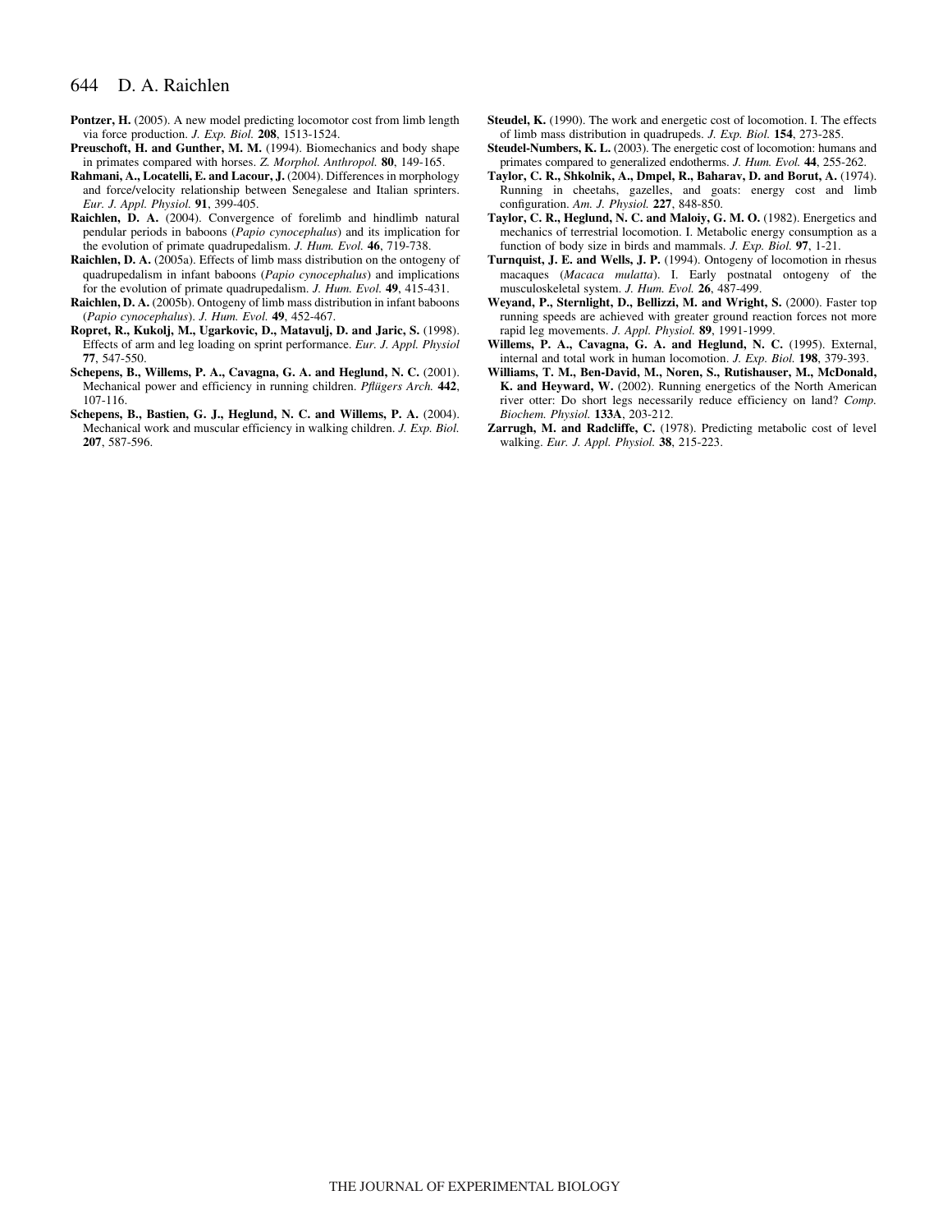**Pontzer, H.** (2005). A new model predicting locomotor cost from limb length via force production. *J. Exp. Biol.* **208**, 1513-1524.

**Preuschoft, H. and Gunther, M. M.** (1994). Biomechanics and body shape in primates compared with horses. *Z. Morphol. Anthropol.* **80**, 149-165.

**Rahmani, A., Locatelli, E. and Lacour, J.** (2004). Differences in morphology and force/velocity relationship between Senegalese and Italian sprinters. *Eur. J. Appl. Physiol.* **91**, 399-405.

**Raichlen, D. A.** (2004). Convergence of forelimb and hindlimb natural pendular periods in baboons (*Papio cynocephalus*) and its implication for the evolution of primate quadrupedalism. *J. Hum. Evol.* **46**, 719-738.

**Raichlen, D. A.** (2005a). Effects of limb mass distribution on the ontogeny of quadrupedalism in infant baboons (*Papio cynocephalus*) and implications for the evolution of primate quadrupedalism. *J. Hum. Evol.* **49**, 415-431.

**Raichlen, D. A.** (2005b). Ontogeny of limb mass distribution in infant baboons (*Papio cynocephalus*). *J. Hum. Evol.* **49**, 452-467.

**Ropret, R., Kukolj, M., Ugarkovic, D., Matavulj, D. and Jaric, S.** (1998). Effects of arm and leg loading on sprint performance. *Eur. J. Appl. Physiol* **77**, 547-550.

**Schepens, B., Willems, P. A., Cavagna, G. A. and Heglund, N. C.** (2001). Mechanical power and efficiency in running children. *Pflügers Arch.* **442**, 107-116.

**Schepens, B., Bastien, G. J., Heglund, N. C. and Willems, P. A.** (2004). Mechanical work and muscular efficiency in walking children. *J. Exp. Biol.* **207**, 587-596.

**Steudel, K.** (1990). The work and energetic cost of locomotion. I. The effects of limb mass distribution in quadrupeds. *J. Exp. Biol.* **154**, 273-285.

**Steudel-Numbers, K. L.** (2003). The energetic cost of locomotion: humans and primates compared to generalized endotherms. *J. Hum. Evol.* **44**, 255-262.

**Taylor, C. R., Shkolnik, A., Dmpel, R., Baharav, D. and Borut, A.** (1974). Running in cheetahs, gazelles, and goats: energy cost and limb configuration. *Am. J. Physiol.* **227**, 848-850.

**Taylor, C. R., Heglund, N. C. and Maloiy, G. M. O.** (1982). Energetics and mechanics of terrestrial locomotion. I. Metabolic energy consumption as a function of body size in birds and mammals. *J. Exp. Biol.* **97**, 1-21.

**Turnquist, J. E. and Wells, J. P.** (1994). Ontogeny of locomotion in rhesus macaques (*Macaca mulatta*). I. Early postnatal ontogeny of the musculoskeletal system. *J. Hum. Evol.* **26**, 487-499.

**Weyand, P., Sternlight, D., Bellizzi, M. and Wright, S.** (2000). Faster top running speeds are achieved with greater ground reaction forces not more rapid leg movements. *J. Appl. Physiol.* **89**, 1991-1999.

**Willems, P. A., Cavagna, G. A. and Heglund, N. C.** (1995). External, internal and total work in human locomotion. *J. Exp. Biol.* **198**, 379-393.

**Williams, T. M., Ben-David, M., Noren, S., Rutishauser, M., McDonald, K. and Heyward, W.** (2002). Running energetics of the North American river otter: Do short legs necessarily reduce efficiency on land? *Comp. Biochem. Physiol.* **133A**, 203-212.

**Zarrugh, M. and Radcliffe, C.** (1978). Predicting metabolic cost of level walking. *Eur. J. Appl. Physiol.* **38**, 215-223.